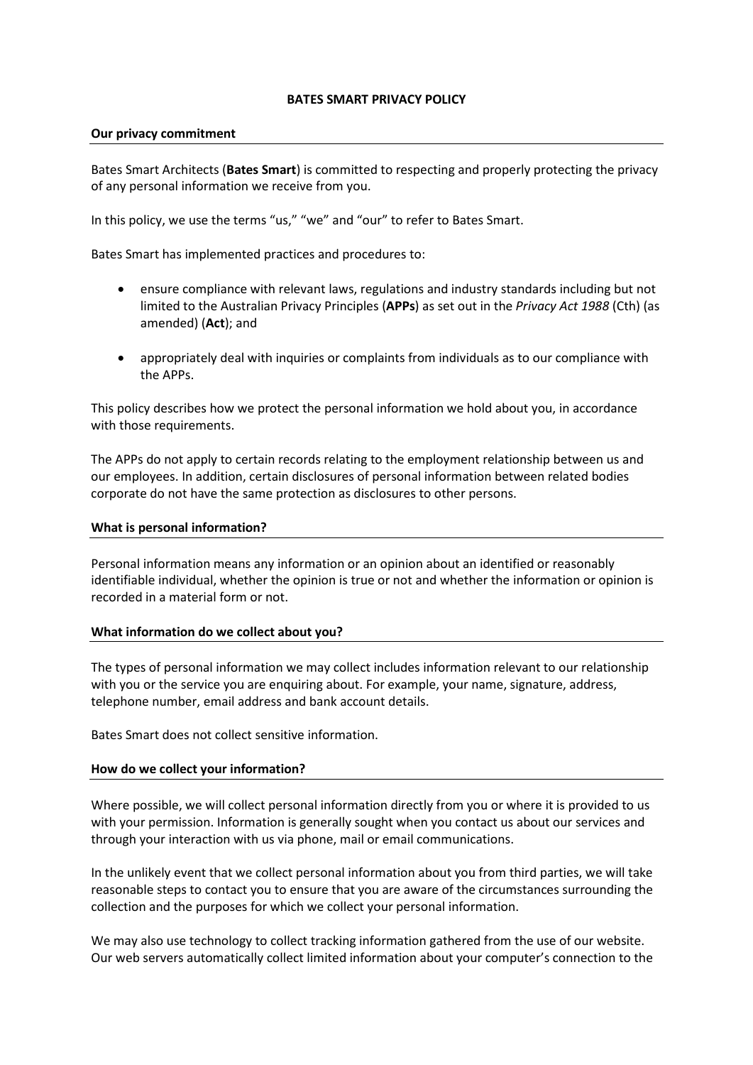# BATES SMART PRIVACY POLICY

## Our privacy commitment

Bates Smart Architects (**Bates Smart**) is committed to respecting and properly protecting the privacy of any personal information we receive from you.

In this policy, we use the terms "us," "we" and "our" to refer to Bates Smart.

Bates Smart has implemented practices and procedures to:

- ensure compliance with relevant laws, regulations and industry standards including but not limited to the Australian Privacy Principles (**APPs**) as set out in the *Privacy Act 1988* (Cth) (as amended) (**Act**); and
- appropriately deal with inquiries or complaints from individuals as to our compliance with the APPs.

This policy describes how we protect the personal information we hold about you, in accordance with those requirements.

The APPs do not apply to certain records relating to the employment relationship between us and our employees. In addition, certain disclosures of personal information between related bodies corporate do not have the same protection as disclosures to other persons.

## What is personal information?

Personal information means any information or an opinion about an identified or reasonably identifiable individual, whether the opinion is true or not and whether the information or opinion is recorded in a material form or not.

## What information do we collect about you?

The types of personal information we may collect includes information relevant to our relationship with you or the service you are enquiring about. For example, your name, signature, address, telephone number, email address and bank account details.

Bates Smart does not collect sensitive information.

## How do we collect your information?

Where possible, we will collect personal information directly from you or where it is provided to us with your permission. Information is generally sought when you contact us about our services and through your interaction with us via phone, mail or email communications.

In the unlikely event that we collect personal information about you from third parties, we will take reasonable steps to contact you to ensure that you are aware of the circumstances surrounding the collection and the purposes for which we collect your personal information.

We may also use technology to collect tracking information gathered from the use of our website. Our web servers automatically collect limited information about your computer's connection to the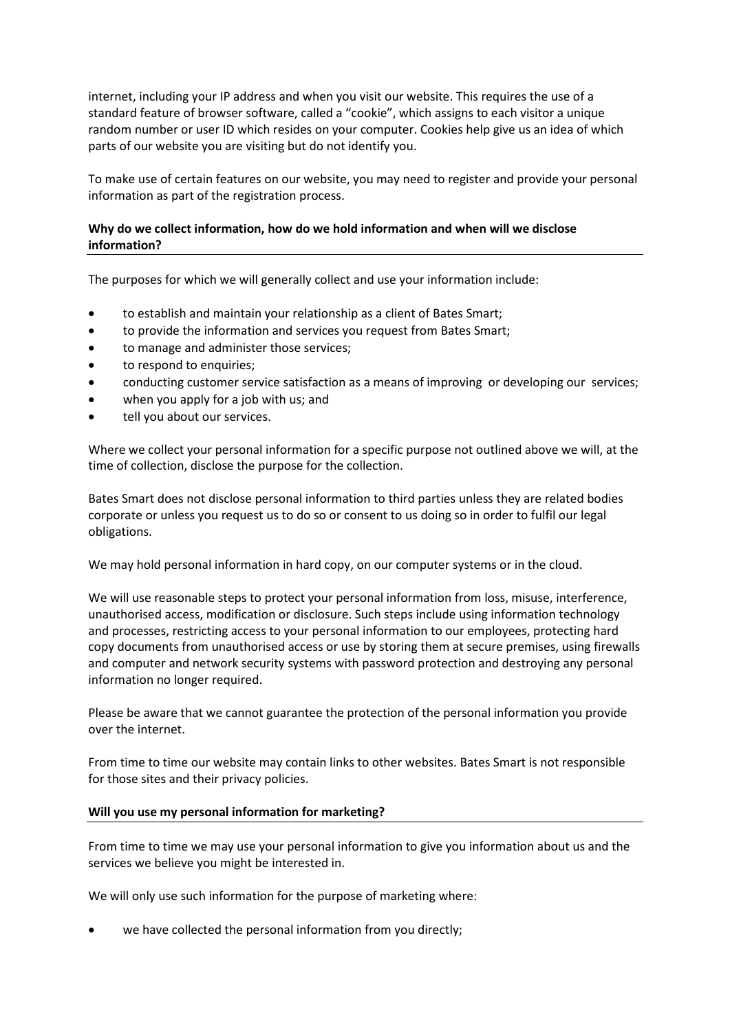internet, including your IP address and when you visit our website. This requires the use of a standard feature of browser software, called a "cookie", which assigns to each visitor a unique random number or user ID which resides on your computer. Cookies help give us an idea of which parts of our website you are visiting but do not identify you.

To make use of certain features on our website, you may need to register and provide your personal information as part of the registration process.

**Why do we collect information, how do we hold information and when will we disclose information?**

The purposes for which we will generally collect and use your information include:

- to establish and maintain your relationship as a client of Bates Smart;
- to provide the information and services you request from Bates Smart;
- to manage and administer those services;
- to respond to enquiries;
- conducting customer service satisfaction as a means of improving or developing our services;
- when you apply for a job with us; and
- tell you about our services.

Where we collect your personal information for a specific purpose not outlined above we will, at the time of collection, disclose the purpose for the collection.

Bates Smart does not disclose personal information to third parties unless they are related bodies corporate or unless you request us to do so or consent to us doing so in order to fulfil our legal obligations.

We may hold personal information in hard copy, on our computer systems or in the cloud.

We will use reasonable steps to protect your personal information from loss, misuse, interference, unauthorised access, modification or disclosure. Such steps include using information technology and processes, restricting access to your personal information to our employees, protecting hard copy documents from unauthorised access or use by storing them at secure premises, using firewalls and computer and network security systems with password protection and destroying any personal information no longer required.

Please be aware that we cannot guarantee the protection of the personal information you provide over the internet.

From time to time our website may contain links to other websites. Bates Smart is not responsible for those sites and their privacy policies.

**Will you use my personal information for marketing?**

From time to time we may use your personal information to give you information about us and the services we believe you might be interested in.

We will only use such information for the purpose of marketing where:

- we have collected the personal information from you directly;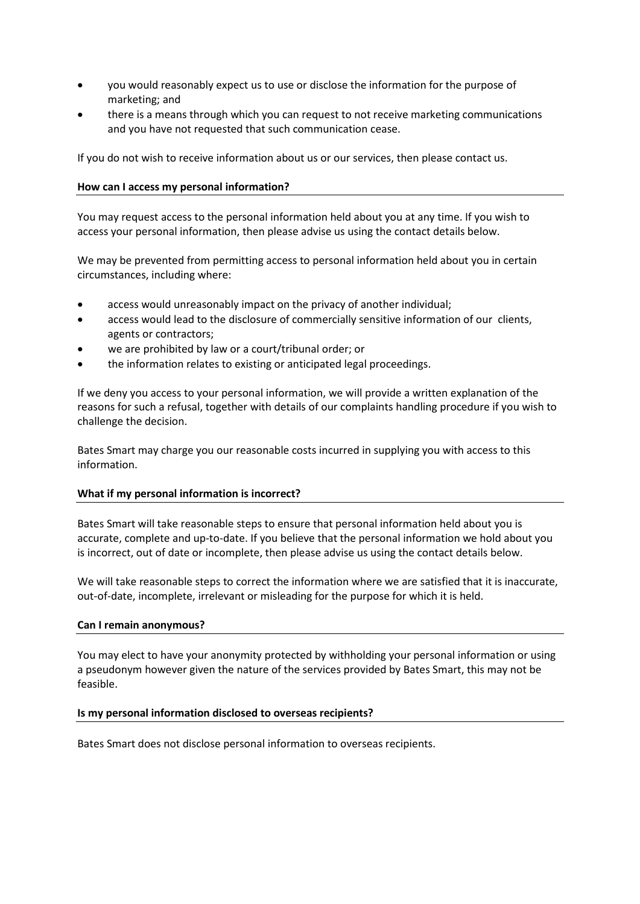- you would reasonably expect us to use or disclose the information for the purpose of marketing; and
- there is a means through which you can request to not receive marketing communications and you have not requested that such communication cease.

If you do not wish to receive information about us or our services, then please contact us.

**How can I access my personal information?**

You may request access to the personal information held about you at any time. If you wish to access your personal information, then please advise us using the contact details below.

We may be prevented from permitting access to personal information held about you in certain circumstances, including where:

- access would unreasonably impact on the privacy of another individual;
- access would lead to the disclosure of commercially sensitive information of our clients, agents or contractors;
- we are prohibited by law or a court/tribunal order; or
- the information relates to existing or anticipated legal proceedings.

If we deny you access to your personal information, we will provide a written explanation of the reasons for such a refusal, together with details of our complaints handling procedure if you wish to challenge the decision.

Bates Smart may charge you our reasonable costs incurred in supplying you with access to this information.

**What if my personal information is incorrect?**

Bates Smart will take reasonable steps to ensure that personal information held about you is accurate, complete and up-to-date. If you believe that the personal information we hold about you is incorrect, out of date or incomplete, then please advise us using the contact details below.

We will take reasonable steps to correct the information where we are satisfied that it is inaccurate, out-of-date, incomplete, irrelevant or misleading for the purpose for which it is held.

**Can I remain anonymous?**

You may elect to have your anonymity protected by withholding your personal information or using a pseudonym however given the nature of the services provided by Bates Smart, this may not be feasible.

**Is my personal information disclosed to overseas recipients?**

Bates Smart does not disclose personal information to overseas recipients.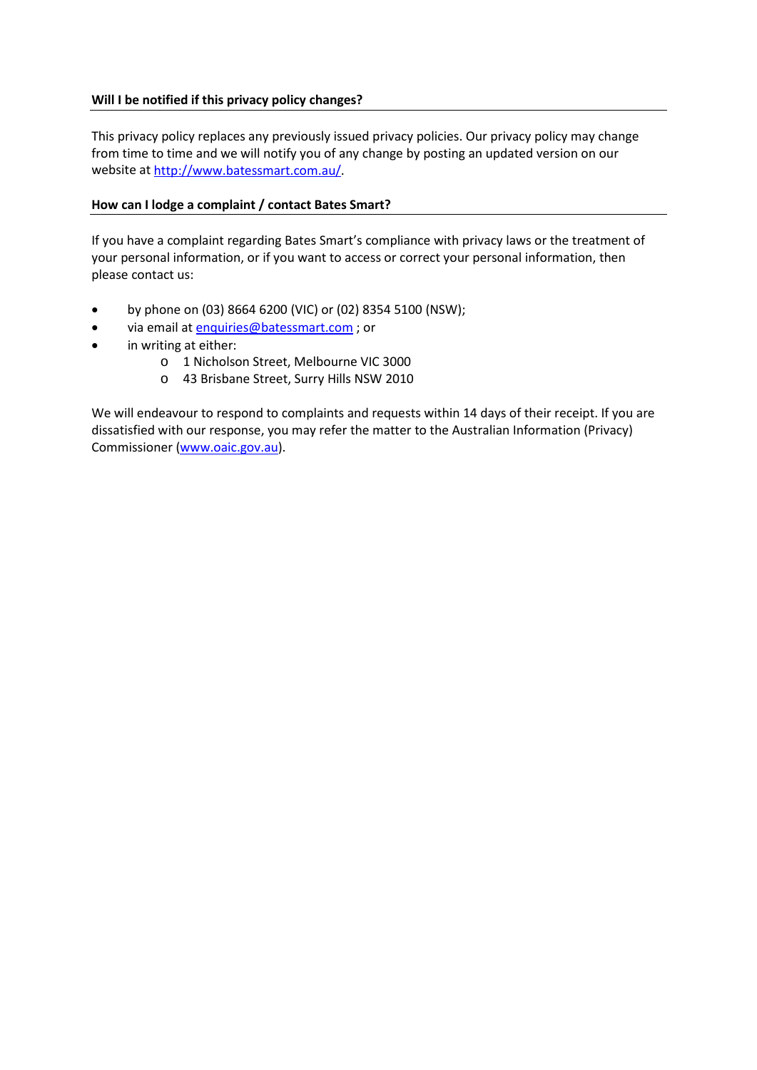### Will I be notified if this privacy policy changes?

This privacy policy replaces any previously issued privacy policies. Our privacy policy may change from time to time and we will notify you of any change by posting an updated version on our website at http://www.batessmart.com.au/.

### How can I lodge a complaint / contact Bates Smart?

If you have a complaint regarding Bates Smart's compliance with privacy laws or the treatment of your personal information, or if you want to access or correct your personal information, then please contact us:

- by phone on (03) 8664 6200 (VIC) or (02) 8354 5100 (NSW);
- via email at enquiries@batessmart.com ; or
- in writing at either:
  - 1 Nicholson Street, Melbourne VIC 3000
  - 43 Brisbane Street, Surry Hills NSW 2010

We will endeavour to respond to complaints and requests within 14 days of their receipt. If you are dissatisfied with our response, you may refer the matter to the Australian Information (Privacy) Commissioner (www.oaic.gov.au).